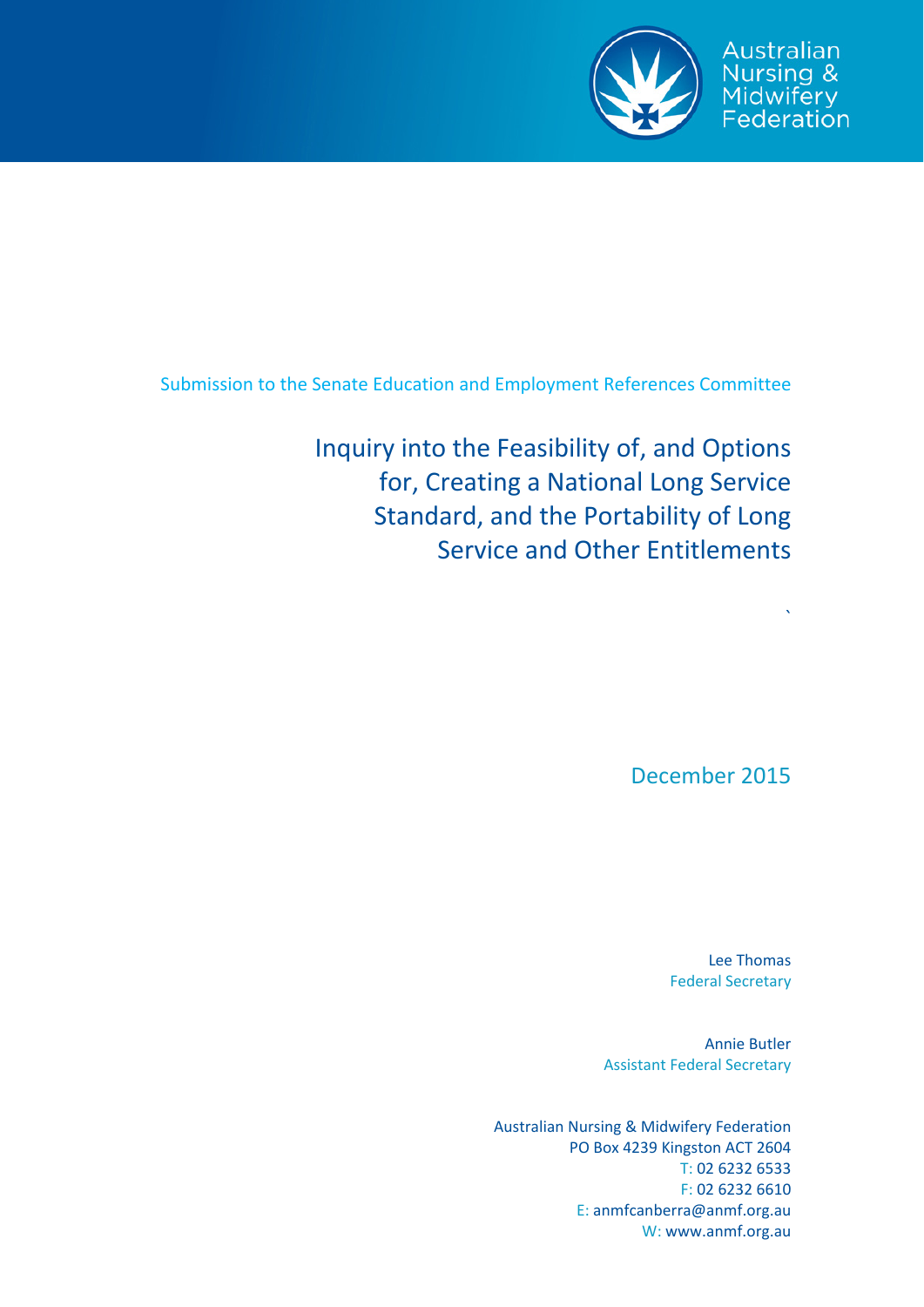Australian Nursing & Midwifery Federation

Submission to the Senate Education and Employment References Committee

# Inquiry into the Feasibility of, and Options for, Creating a National Long Service Standard, and the Portability of Long Service and Other Entitlements

December 2015

Lee Thomas
Federal Secretary

Annie Butler
Assistant Federal Secretary

Australian Nursing & Midwifery Federation
PO Box 4239 Kingston ACT 2604
T: 02 6232 6533
F: 02 6232 6610
E: anmfcanberra@anmf.org.au
W: www.anmf.org.au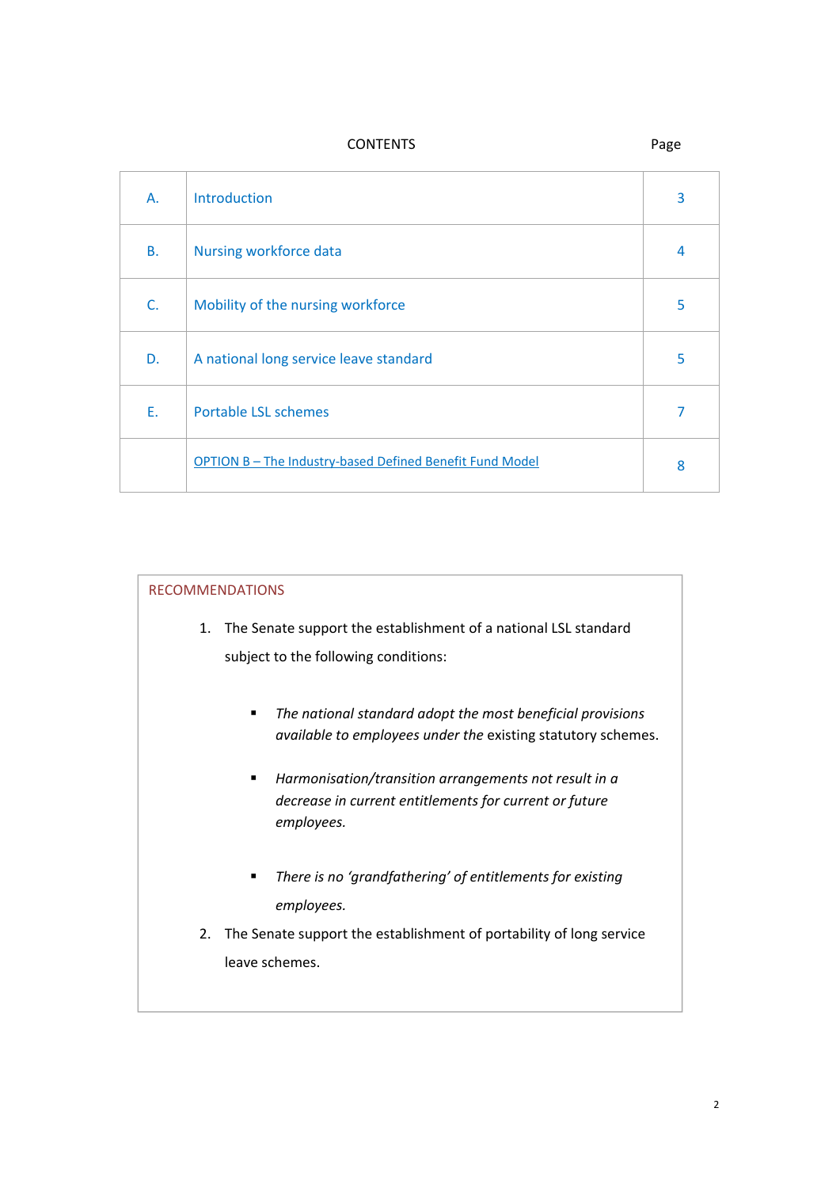CONTENTS

| | | Page |
|---|---|---|
| A. | Introduction | 3 |
| B. | Nursing workforce data | 4 |
| C. | Mobility of the nursing workforce | 5 |
| D. | A national long service leave standard | 5 |
| E. | Portable LSL schemes | 7 |
| | OPTION B – The Industry-based Defined Benefit Fund Model | 8 |

## RECOMMENDATIONS

1. The Senate support the establishment of a national LSL standard subject to the following conditions:

    - *The national standard adopt the most beneficial provisions available to employees under the* existing statutory schemes.
    - *Harmonisation/transition arrangements not result in a decrease in current entitlements for current or future employees.*
    - *There is no 'grandfathering' of entitlements for existing employees.*

2. The Senate support the establishment of portability of long service leave schemes.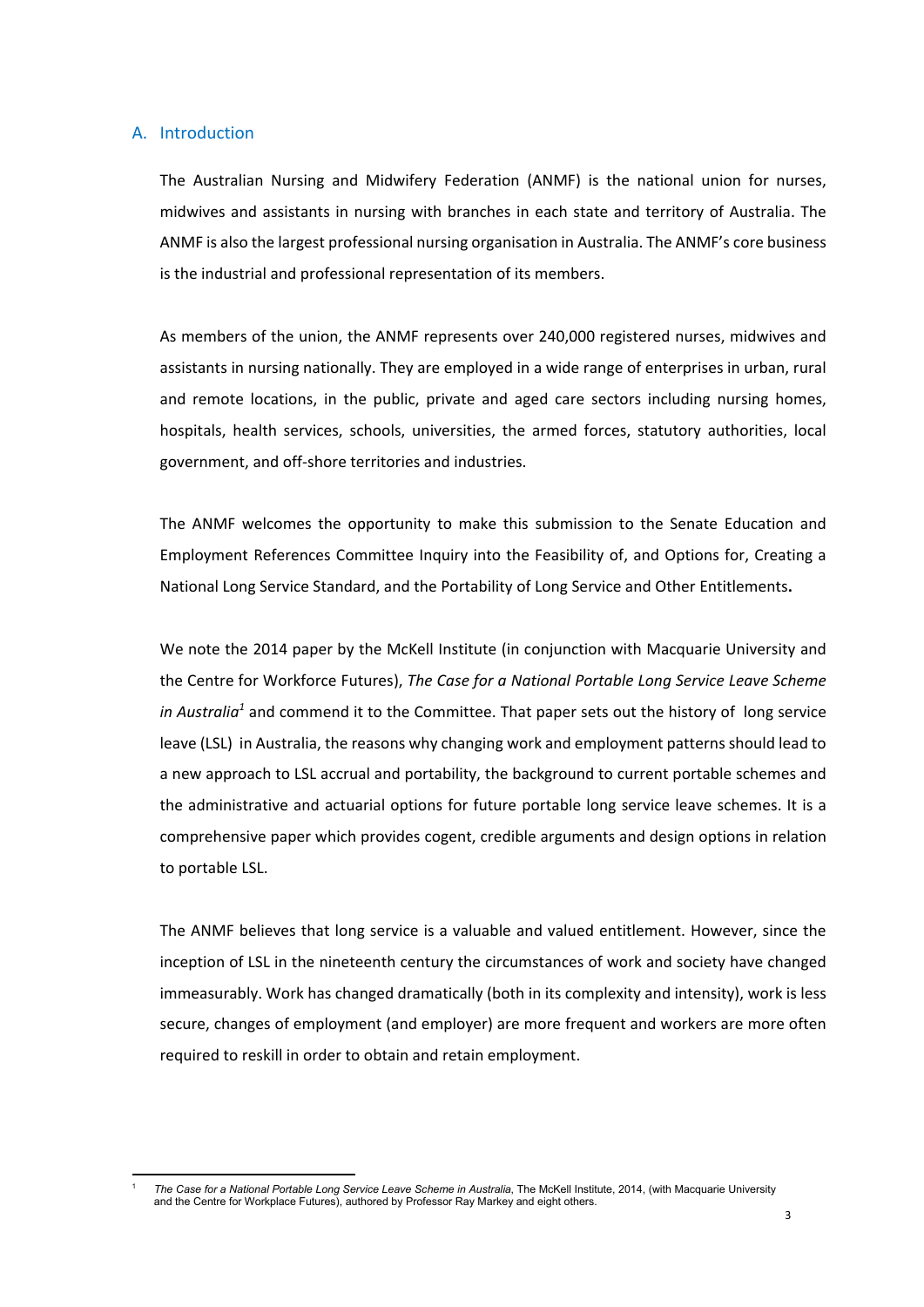## A. Introduction

The Australian Nursing and Midwifery Federation (ANMF) is the national union for nurses, midwives and assistants in nursing with branches in each state and territory of Australia. The ANMF is also the largest professional nursing organisation in Australia. The ANMF's core business is the industrial and professional representation of its members.

As members of the union, the ANMF represents over 240,000 registered nurses, midwives and assistants in nursing nationally. They are employed in a wide range of enterprises in urban, rural and remote locations, in the public, private and aged care sectors including nursing homes, hospitals, health services, schools, universities, the armed forces, statutory authorities, local government, and off-shore territories and industries.

The ANMF welcomes the opportunity to make this submission to the Senate Education and Employment References Committee Inquiry into the Feasibility of, and Options for, Creating a National Long Service Standard, and the Portability of Long Service and Other Entitlements**.**

We note the 2014 paper by the McKell Institute (in conjunction with Macquarie University and the Centre for Workforce Futures), *The Case for a National Portable Long Service Leave Scheme in Australia*[1] and commend it to the Committee. That paper sets out the history of long service leave (LSL) in Australia, the reasons why changing work and employment patterns should lead to a new approach to LSL accrual and portability, the background to current portable schemes and the administrative and actuarial options for future portable long service leave schemes. It is a comprehensive paper which provides cogent, credible arguments and design options in relation to portable LSL.

The ANMF believes that long service is a valuable and valued entitlement. However, since the inception of LSL in the nineteenth century the circumstances of work and society have changed immeasurably. Work has changed dramatically (both in its complexity and intensity), work is less secure, changes of employment (and employer) are more frequent and workers are more often required to reskill in order to obtain and retain employment.

---

[1] *The Case for a National Portable Long Service Leave Scheme in Australia*, The McKell Institute, 2014, (with Macquarie University and the Centre for Workplace Futures), authored by Professor Ray Markey and eight others.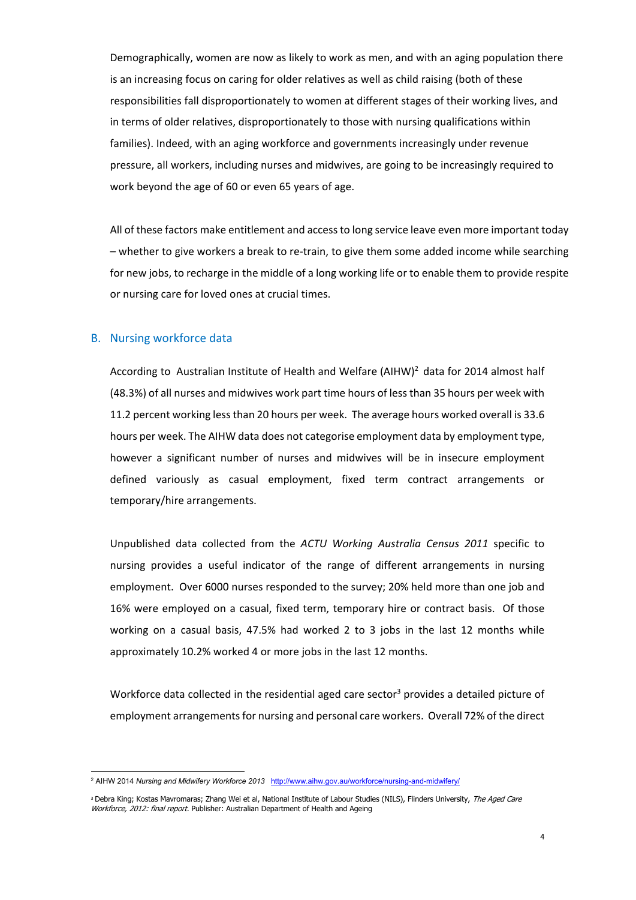Demographically, women are now as likely to work as men, and with an aging population there is an increasing focus on caring for older relatives as well as child raising (both of these responsibilities fall disproportionately to women at different stages of their working lives, and in terms of older relatives, disproportionately to those with nursing qualifications within families). Indeed, with an aging workforce and governments increasingly under revenue pressure, all workers, including nurses and midwives, are going to be increasingly required to work beyond the age of 60 or even 65 years of age.

All of these factors make entitlement and access to long service leave even more important today – whether to give workers a break to re-train, to give them some added income while searching for new jobs, to recharge in the middle of a long working life or to enable them to provide respite or nursing care for loved ones at crucial times.

## B. Nursing workforce data

According to Australian Institute of Health and Welfare (AIHW)[2] data for 2014 almost half (48.3%) of all nurses and midwives work part time hours of less than 35 hours per week with 11.2 percent working less than 20 hours per week. The average hours worked overall is 33.6 hours per week. The AIHW data does not categorise employment data by employment type, however a significant number of nurses and midwives will be in insecure employment defined variously as casual employment, fixed term contract arrangements or temporary/hire arrangements.

Unpublished data collected from the *ACTU Working Australia Census 2011* specific to nursing provides a useful indicator of the range of different arrangements in nursing employment. Over 6000 nurses responded to the survey; 20% held more than one job and 16% were employed on a casual, fixed term, temporary hire or contract basis. Of those working on a casual basis, 47.5% had worked 2 to 3 jobs in the last 12 months while approximately 10.2% worked 4 or more jobs in the last 12 months.

Workforce data collected in the residential aged care sector[3] provides a detailed picture of employment arrangements for nursing and personal care workers. Overall 72% of the direct

---

[2] AIHW 2014 *Nursing and Midwifery Workforce 2013* http://www.aihw.gov.au/workforce/nursing-and-midwifery/

[3] Debra King; Kostas Mavromaras; Zhang Wei et al, National Institute of Labour Studies (NILS), Flinders University, *The Aged Care Workforce, 2012: final report.* Publisher: Australian Department of Health and Ageing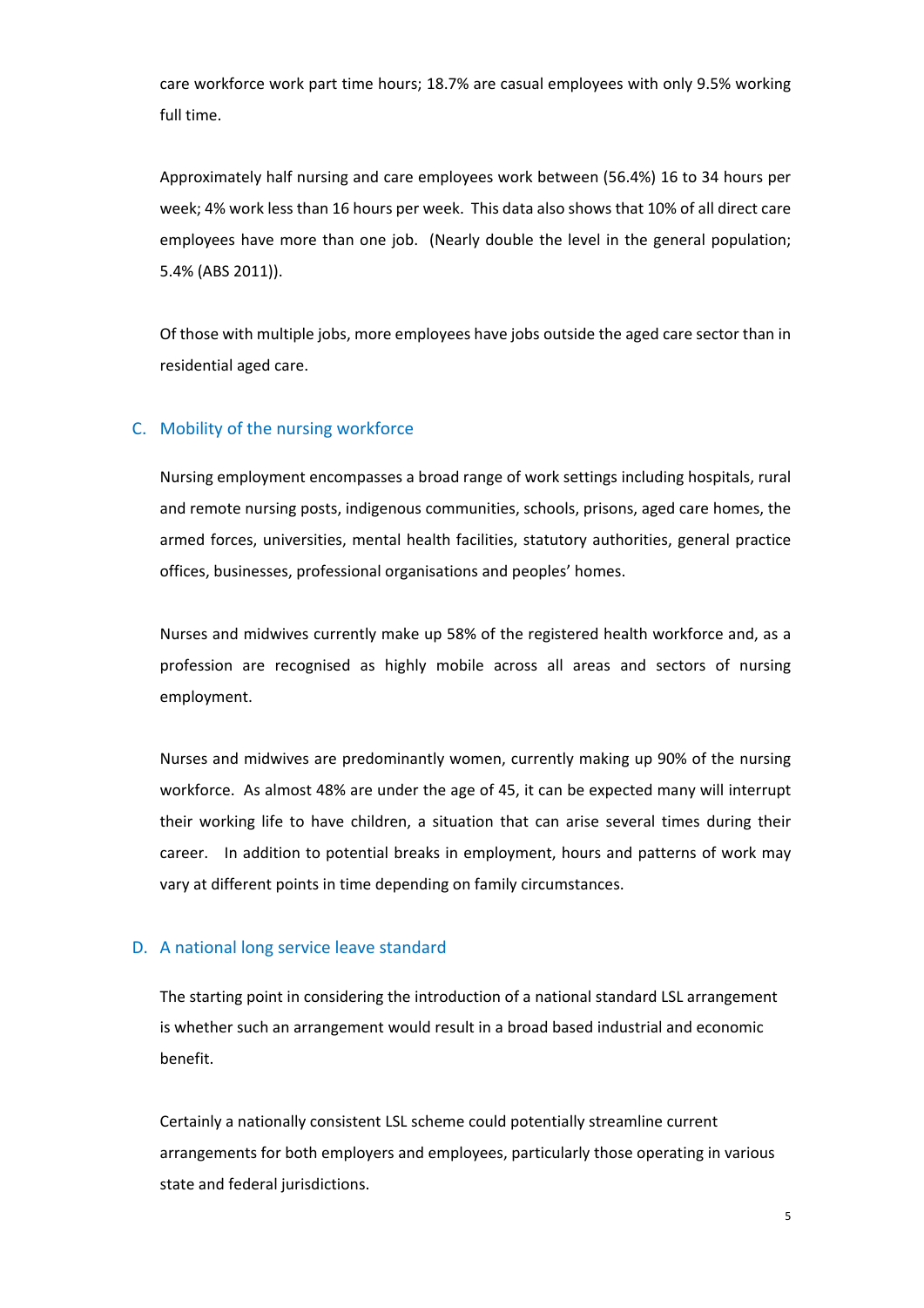care workforce work part time hours; 18.7% are casual employees with only 9.5% working full time.

Approximately half nursing and care employees work between (56.4%) 16 to 34 hours per week; 4% work less than 16 hours per week. This data also shows that 10% of all direct care employees have more than one job. (Nearly double the level in the general population; 5.4% (ABS 2011)).

Of those with multiple jobs, more employees have jobs outside the aged care sector than in residential aged care.

## C. Mobility of the nursing workforce

Nursing employment encompasses a broad range of work settings including hospitals, rural and remote nursing posts, indigenous communities, schools, prisons, aged care homes, the armed forces, universities, mental health facilities, statutory authorities, general practice offices, businesses, professional organisations and peoples' homes.

Nurses and midwives currently make up 58% of the registered health workforce and, as a profession are recognised as highly mobile across all areas and sectors of nursing employment.

Nurses and midwives are predominantly women, currently making up 90% of the nursing workforce. As almost 48% are under the age of 45, it can be expected many will interrupt their working life to have children, a situation that can arise several times during their career. In addition to potential breaks in employment, hours and patterns of work may vary at different points in time depending on family circumstances.

## D. A national long service leave standard

The starting point in considering the introduction of a national standard LSL arrangement is whether such an arrangement would result in a broad based industrial and economic benefit.

Certainly a nationally consistent LSL scheme could potentially streamline current arrangements for both employers and employees, particularly those operating in various state and federal jurisdictions.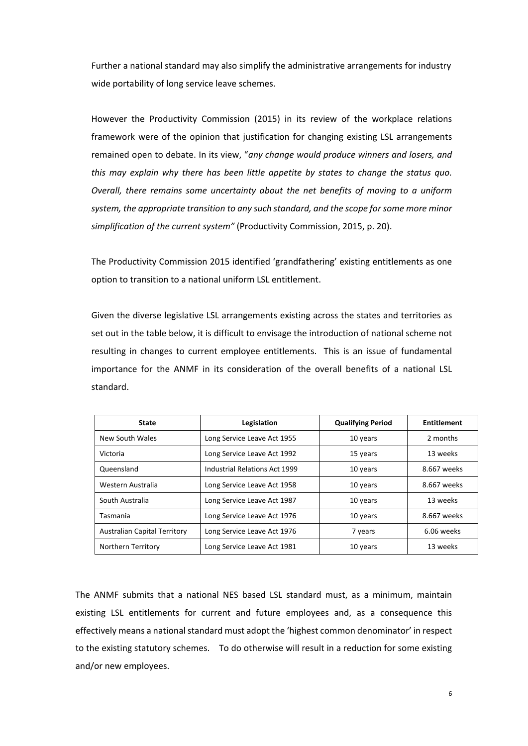Further a national standard may also simplify the administrative arrangements for industry wide portability of long service leave schemes.

However the Productivity Commission (2015) in its review of the workplace relations framework were of the opinion that justification for changing existing LSL arrangements remained open to debate. In its view, "*any change would produce winners and losers, and this may explain why there has been little appetite by states to change the status quo. Overall, there remains some uncertainty about the net benefits of moving to a uniform system, the appropriate transition to any such standard, and the scope for some more minor simplification of the current system"* (Productivity Commission, 2015, p. 20).

The Productivity Commission 2015 identified 'grandfathering' existing entitlements as one option to transition to a national uniform LSL entitlement.

Given the diverse legislative LSL arrangements existing across the states and territories as set out in the table below, it is difficult to envisage the introduction of national scheme not resulting in changes to current employee entitlements. This is an issue of fundamental importance for the ANMF in its consideration of the overall benefits of a national LSL standard.

| State | Legislation | Qualifying Period | Entitlement |
|---|---|---|---|
| New South Wales | Long Service Leave Act 1955 | 10 years | 2 months |
| Victoria | Long Service Leave Act 1992 | 15 years | 13 weeks |
| Queensland | Industrial Relations Act 1999 | 10 years | 8.667 weeks |
| Western Australia | Long Service Leave Act 1958 | 10 years | 8.667 weeks |
| South Australia | Long Service Leave Act 1987 | 10 years | 13 weeks |
| Tasmania | Long Service Leave Act 1976 | 10 years | 8.667 weeks |
| Australian Capital Territory | Long Service Leave Act 1976 | 7 years | 6.06 weeks |
| Northern Territory | Long Service Leave Act 1981 | 10 years | 13 weeks |

The ANMF submits that a national NES based LSL standard must, as a minimum, maintain existing LSL entitlements for current and future employees and, as a consequence this effectively means a national standard must adopt the 'highest common denominator' in respect to the existing statutory schemes. To do otherwise will result in a reduction for some existing and/or new employees.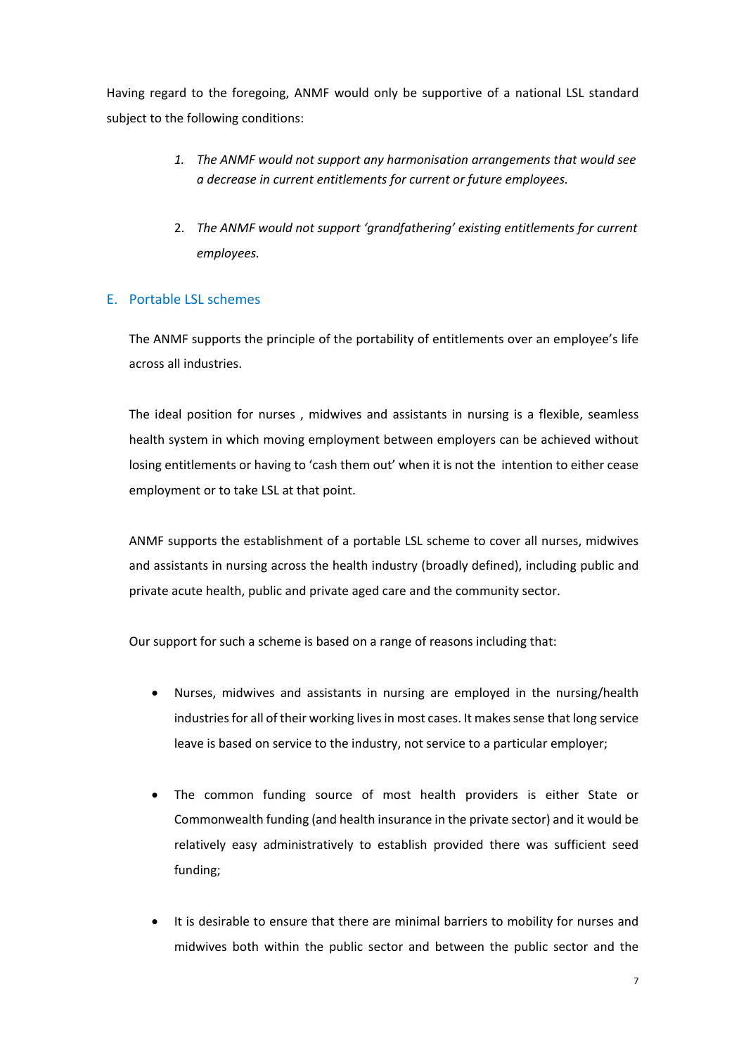Having regard to the foregoing, ANMF would only be supportive of a national LSL standard subject to the following conditions:

1. *The ANMF would not support any harmonisation arrangements that would see a decrease in current entitlements for current or future employees.*

2. *The ANMF would not support 'grandfathering' existing entitlements for current employees.*

## E. Portable LSL schemes

The ANMF supports the principle of the portability of entitlements over an employee's life across all industries.

The ideal position for nurses , midwives and assistants in nursing is a flexible, seamless health system in which moving employment between employers can be achieved without losing entitlements or having to 'cash them out' when it is not the intention to either cease employment or to take LSL at that point.

ANMF supports the establishment of a portable LSL scheme to cover all nurses, midwives and assistants in nursing across the health industry (broadly defined), including public and private acute health, public and private aged care and the community sector.

Our support for such a scheme is based on a range of reasons including that:

- Nurses, midwives and assistants in nursing are employed in the nursing/health industries for all of their working lives in most cases. It makes sense that long service leave is based on service to the industry, not service to a particular employer;

- The common funding source of most health providers is either State or Commonwealth funding (and health insurance in the private sector) and it would be relatively easy administratively to establish provided there was sufficient seed funding;

- It is desirable to ensure that there are minimal barriers to mobility for nurses and midwives both within the public sector and between the public sector and the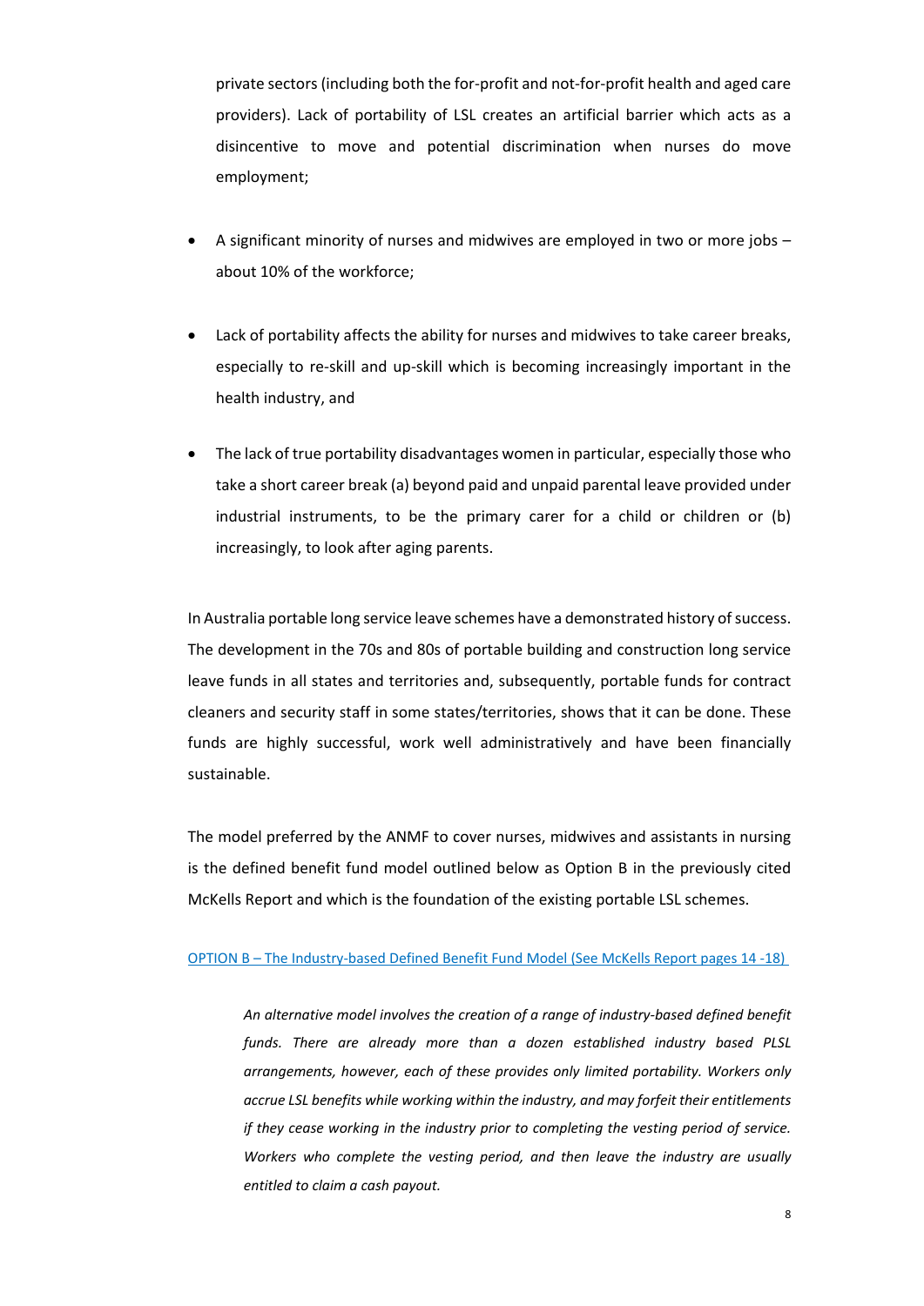private sectors (including both the for-profit and not-for-profit health and aged care providers). Lack of portability of LSL creates an artificial barrier which acts as a disincentive to move and potential discrimination when nurses do move employment;

- A significant minority of nurses and midwives are employed in two or more jobs – about 10% of the workforce;
- Lack of portability affects the ability for nurses and midwives to take career breaks, especially to re-skill and up-skill which is becoming increasingly important in the health industry, and
- The lack of true portability disadvantages women in particular, especially those who take a short career break (a) beyond paid and unpaid parental leave provided under industrial instruments, to be the primary carer for a child or children or (b) increasingly, to look after aging parents.

In Australia portable long service leave schemes have a demonstrated history of success. The development in the 70s and 80s of portable building and construction long service leave funds in all states and territories and, subsequently, portable funds for contract cleaners and security staff in some states/territories, shows that it can be done. These funds are highly successful, work well administratively and have been financially sustainable.

The model preferred by the ANMF to cover nurses, midwives and assistants in nursing is the defined benefit fund model outlined below as Option B in the previously cited McKells Report and which is the foundation of the existing portable LSL schemes.

OPTION B – The Industry-based Defined Benefit Fund Model (See McKells Report pages 14 -18)

> *An alternative model involves the creation of a range of industry-based defined benefit funds. There are already more than a dozen established industry based PLSL arrangements, however, each of these provides only limited portability. Workers only accrue LSL benefits while working within the industry, and may forfeit their entitlements if they cease working in the industry prior to completing the vesting period of service. Workers who complete the vesting period, and then leave the industry are usually entitled to claim a cash payout.*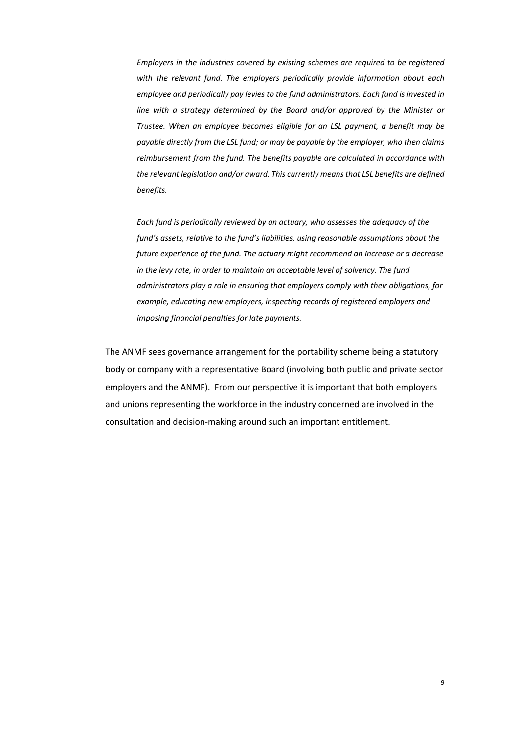> *Employers in the industries covered by existing schemes are required to be registered with the relevant fund. The employers periodically provide information about each employee and periodically pay levies to the fund administrators. Each fund is invested in line with a strategy determined by the Board and/or approved by the Minister or Trustee. When an employee becomes eligible for an LSL payment, a benefit may be payable directly from the LSL fund; or may be payable by the employer, who then claims reimbursement from the fund. The benefits payable are calculated in accordance with the relevant legislation and/or award. This currently means that LSL benefits are defined benefits.*
>
> *Each fund is periodically reviewed by an actuary, who assesses the adequacy of the fund's assets, relative to the fund's liabilities, using reasonable assumptions about the future experience of the fund. The actuary might recommend an increase or a decrease in the levy rate, in order to maintain an acceptable level of solvency. The fund administrators play a role in ensuring that employers comply with their obligations, for example, educating new employers, inspecting records of registered employers and imposing financial penalties for late payments.*

The ANMF sees governance arrangement for the portability scheme being a statutory body or company with a representative Board (involving both public and private sector employers and the ANMF). From our perspective it is important that both employers and unions representing the workforce in the industry concerned are involved in the consultation and decision-making around such an important entitlement.